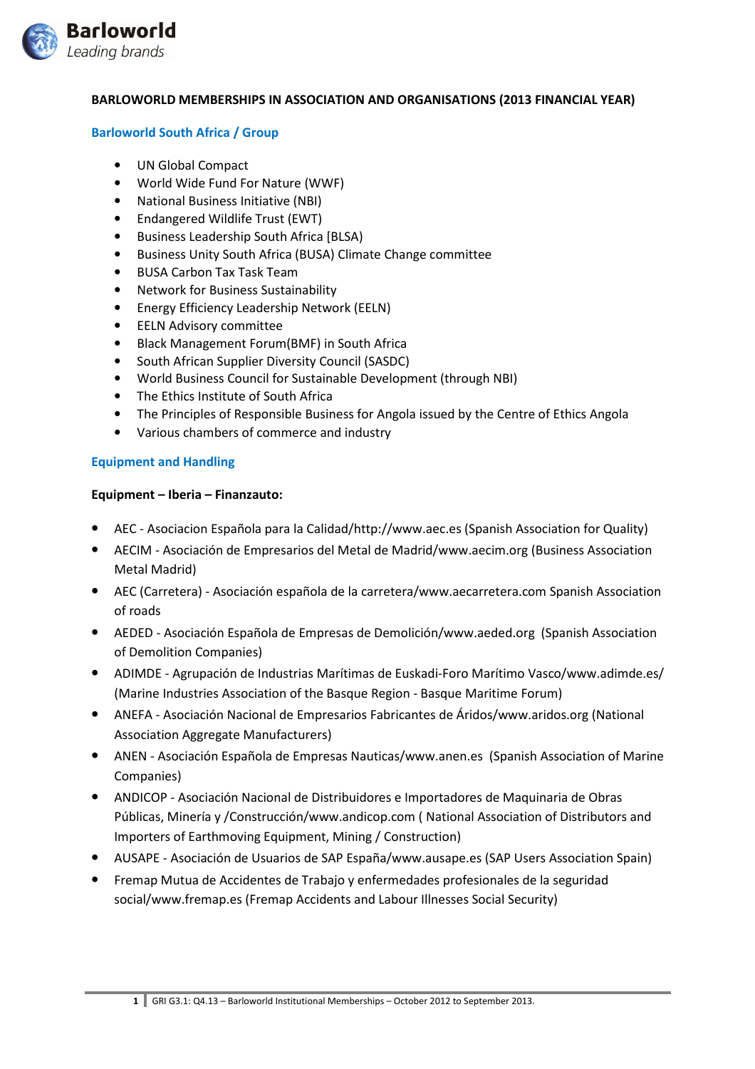# BARLOWORLD MEMBERSHIPS IN ASSOCIATION AND ORGANISATIONS (2013 FINANCIAL YEAR)

## Barloworld South Africa / Group

- UN Global Compact
- World Wide Fund For Nature (WWF)
- National Business Initiative (NBI)
- Endangered Wildlife Trust (EWT)
- Business Leadership South Africa [BLSA)
- Business Unity South Africa (BUSA) Climate Change committee
- BUSA Carbon Tax Task Team
- Network for Business Sustainability
- Energy Efficiency Leadership Network (EELN)
- EELN Advisory committee
- Black Management Forum(BMF) in South Africa
- South African Supplier Diversity Council (SASDC)
- World Business Council for Sustainable Development (through NBI)
- The Ethics Institute of South Africa
- The Principles of Responsible Business for Angola issued by the Centre of Ethics Angola
- Various chambers of commerce and industry

## Equipment and Handling

### Equipment – Iberia – Finanzauto:

- AEC - Asociacion Española para la Calidad/http://www.aec.es (Spanish Association for Quality)
- AECIM - Asociación de Empresarios del Metal de Madrid/www.aecim.org (Business Association Metal Madrid)
- AEC (Carretera) - Asociación española de la carretera/www.aecarretera.com Spanish Association of roads
- AEDED - Asociación Española de Empresas de Demolición/www.aeded.org (Spanish Association of Demolition Companies)
- ADIMDE - Agrupación de Industrias Marítimas de Euskadi-Foro Marítimo Vasco/www.adimde.es/ (Marine Industries Association of the Basque Region - Basque Maritime Forum)
- ANEFA - Asociación Nacional de Empresarios Fabricantes de Áridos/www.aridos.org (National Association Aggregate Manufacturers)
- ANEN - Asociación Española de Empresas Nauticas/www.anen.es (Spanish Association of Marine Companies)
- ANDICOP - Asociación Nacional de Distribuidores e Importadores de Maquinaria de Obras Públicas, Minería y /Construcción/www.andicop.com ( National Association of Distributors and Importers of Earthmoving Equipment, Mining / Construction)
- AUSAPE - Asociación de Usuarios de SAP España/www.ausape.es (SAP Users Association Spain)
- Fremap Mutua de Accidentes de Trabajo y enfermedades profesionales de la seguridad social/www.fremap.es (Fremap Accidents and Labour Illnesses Social Security)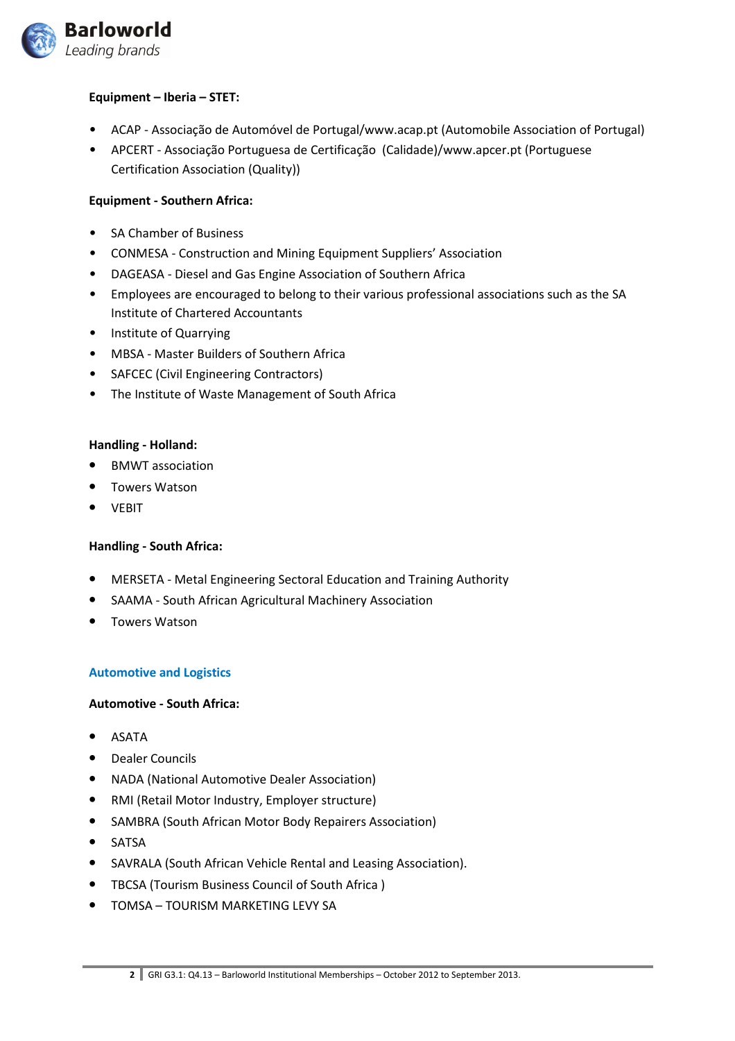**Equipment – Iberia – STET:**

- ACAP - Associação de Automóvel de Portugal/www.acap.pt (Automobile Association of Portugal)
- APCERT - Associação Portuguesa de Certificação (Calidade)/www.apcer.pt (Portuguese Certification Association (Quality))

**Equipment - Southern Africa:**

- SA Chamber of Business
- CONMESA - Construction and Mining Equipment Suppliers' Association
- DAGEASA - Diesel and Gas Engine Association of Southern Africa
- Employees are encouraged to belong to their various professional associations such as the SA Institute of Chartered Accountants
- Institute of Quarrying
- MBSA - Master Builders of Southern Africa
- SAFCEC (Civil Engineering Contractors)
- The Institute of Waste Management of South Africa

**Handling - Holland:**

- BMWT association
- Towers Watson
- VEBIT

**Handling - South Africa:**

- MERSETA - Metal Engineering Sectoral Education and Training Authority
- SAAMA - South African Agricultural Machinery Association
- Towers Watson

## Automotive and Logistics

**Automotive - South Africa:**

- ASATA
- Dealer Councils
- NADA (National Automotive Dealer Association)
- RMI (Retail Motor Industry, Employer structure)
- SAMBRA (South African Motor Body Repairers Association)
- SATSA
- SAVRALA (South African Vehicle Rental and Leasing Association).
- TBCSA (Tourism Business Council of South Africa )
- TOMSA – TOURISM MARKETING LEVY SA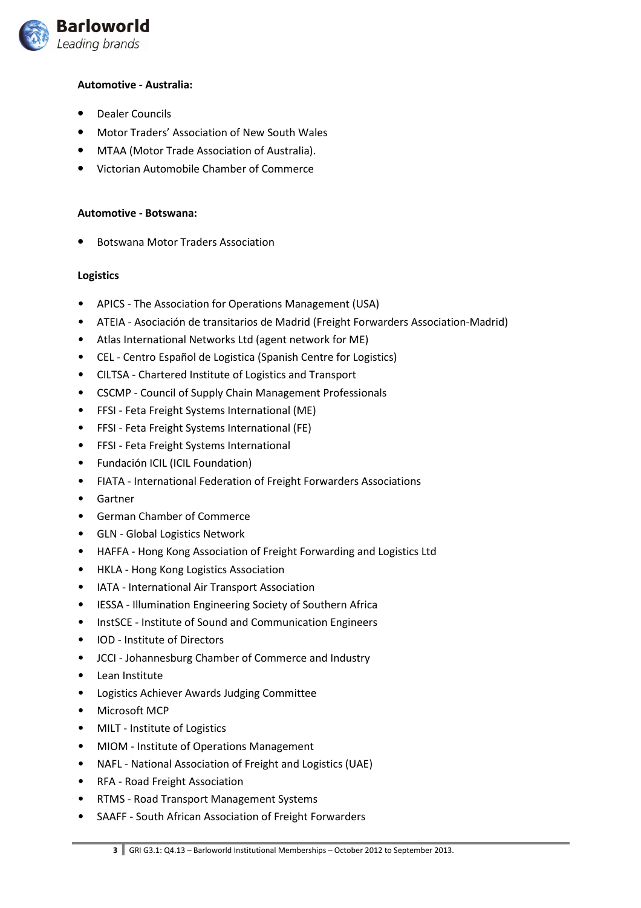**Automotive - Australia:**

- Dealer Councils
- Motor Traders' Association of New South Wales
- MTAA (Motor Trade Association of Australia).
- Victorian Automobile Chamber of Commerce

**Automotive - Botswana:**

- Botswana Motor Traders Association

**Logistics**

- APICS - The Association for Operations Management (USA)
- ATEIA - Asociación de transitarios de Madrid (Freight Forwarders Association-Madrid)
- Atlas International Networks Ltd (agent network for ME)
- CEL - Centro Español de Logistica (Spanish Centre for Logistics)
- CILTSA - Chartered Institute of Logistics and Transport
- CSCMP - Council of Supply Chain Management Professionals
- FFSI - Feta Freight Systems International (ME)
- FFSI - Feta Freight Systems International (FE)
- FFSI - Feta Freight Systems International
- Fundación ICIL (ICIL Foundation)
- FIATA - International Federation of Freight Forwarders Associations
- Gartner
- German Chamber of Commerce
- GLN - Global Logistics Network
- HAFFA - Hong Kong Association of Freight Forwarding and Logistics Ltd
- HKLA - Hong Kong Logistics Association
- IATA - International Air Transport Association
- IESSA - Illumination Engineering Society of Southern Africa
- InstSCE - Institute of Sound and Communication Engineers
- IOD - Institute of Directors
- JCCI - Johannesburg Chamber of Commerce and Industry
- Lean Institute
- Logistics Achiever Awards Judging Committee
- Microsoft MCP
- MILT - Institute of Logistics
- MIOM - Institute of Operations Management
- NAFL - National Association of Freight and Logistics (UAE)
- RFA - Road Freight Association
- RTMS - Road Transport Management Systems
- SAAFF - South African Association of Freight Forwarders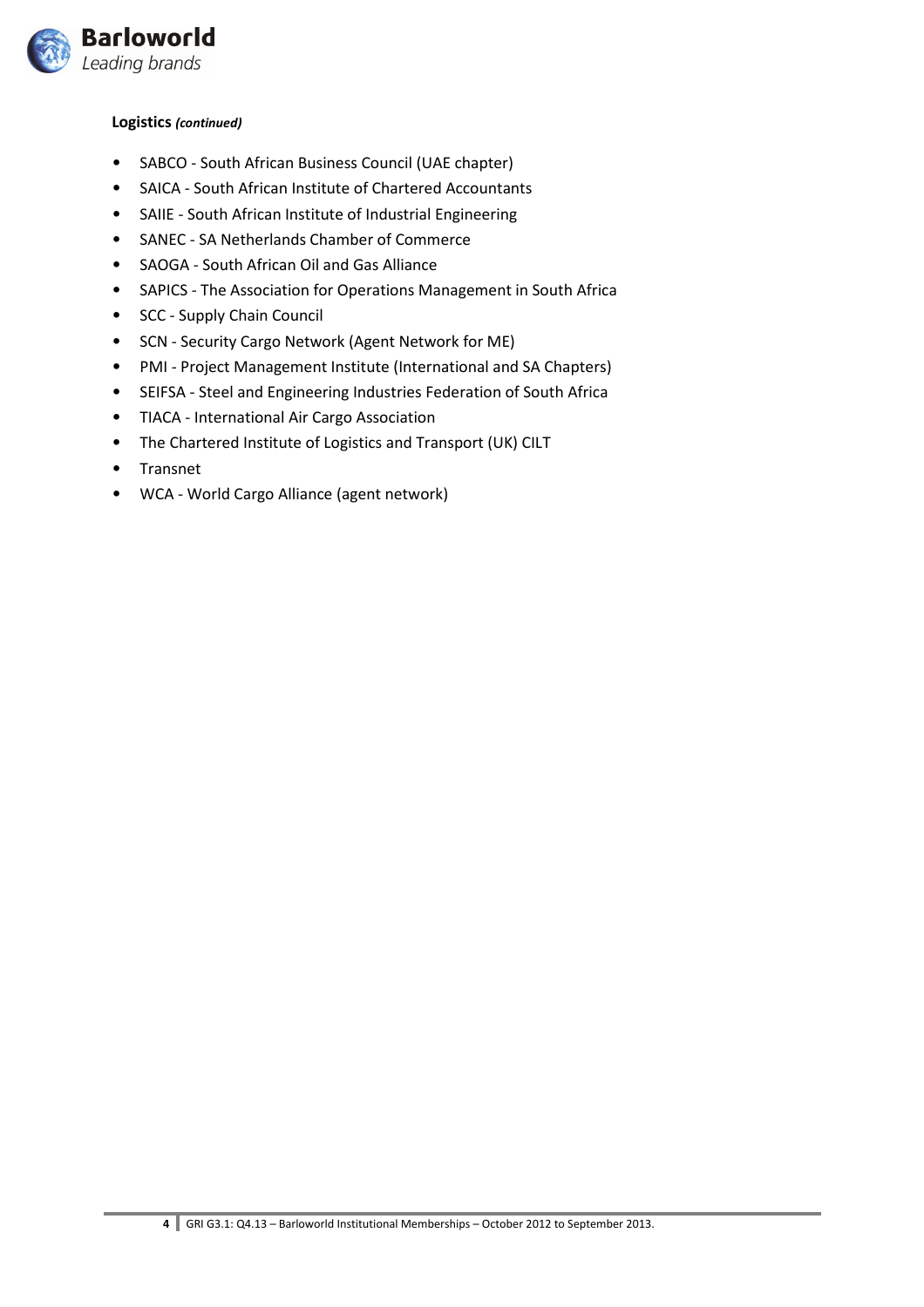**Logistics** ***(continued)***

- SABCO - South African Business Council (UAE chapter)
- SAICA - South African Institute of Chartered Accountants
- SAIIE - South African Institute of Industrial Engineering
- SANEC - SA Netherlands Chamber of Commerce
- SAOGA - South African Oil and Gas Alliance
- SAPICS - The Association for Operations Management in South Africa
- SCC - Supply Chain Council
- SCN - Security Cargo Network (Agent Network for ME)
- PMI - Project Management Institute (International and SA Chapters)
- SEIFSA - Steel and Engineering Industries Federation of South Africa
- TIACA - International Air Cargo Association
- The Chartered Institute of Logistics and Transport (UK) CILT
- Transnet
- WCA - World Cargo Alliance (agent network)